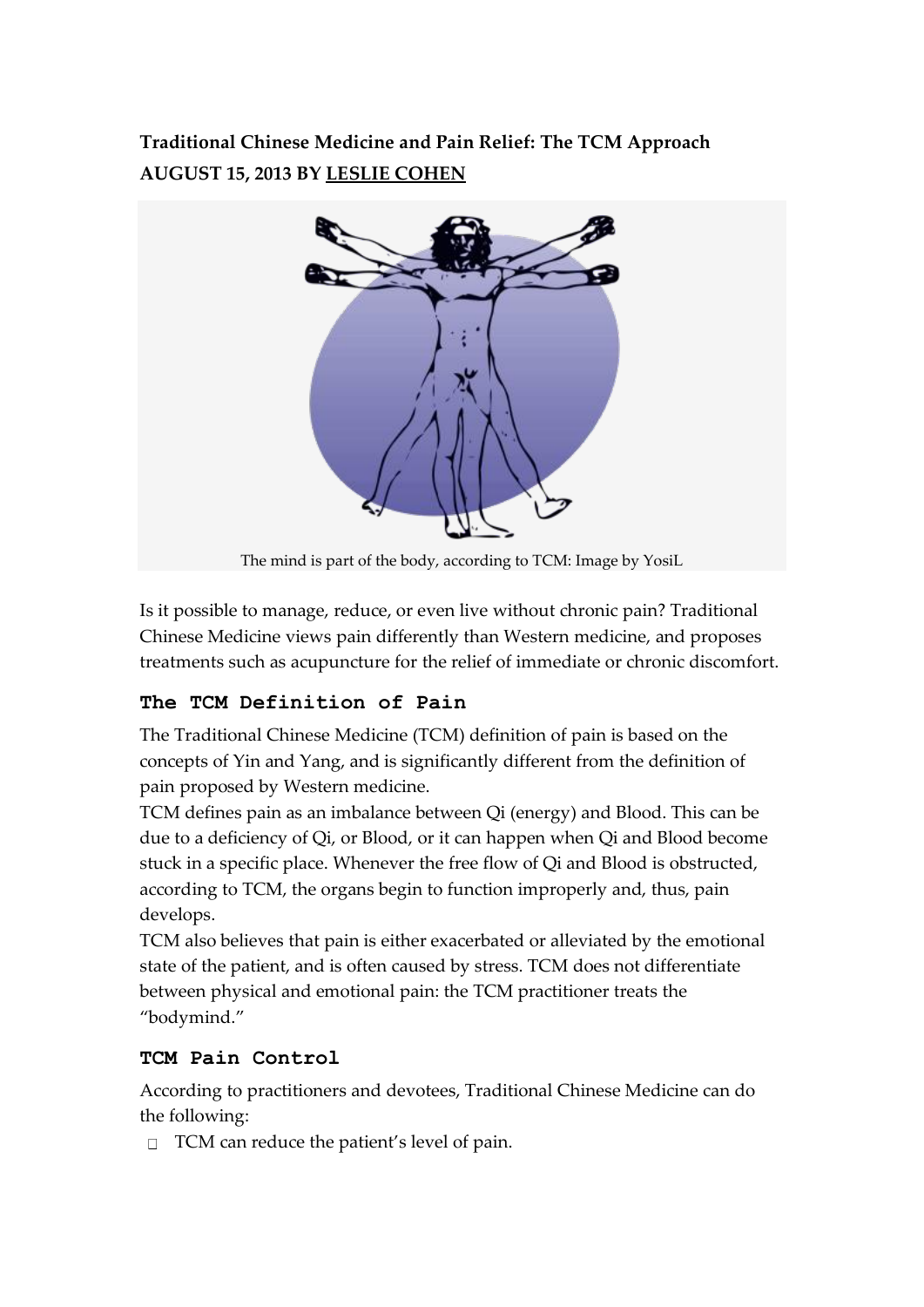**Traditional Chinese Medicine and Pain Relief: The TCM Approach**
**AUGUST 15, 2013 BY LESLIE COHEN**

The mind is part of the body, according to TCM: Image by YosiL

Is it possible to manage, reduce, or even live without chronic pain? Traditional Chinese Medicine views pain differently than Western medicine, and proposes treatments such as acupuncture for the relief of immediate or chronic discomfort.

## The TCM Definition of Pain

The Traditional Chinese Medicine (TCM) definition of pain is based on the concepts of Yin and Yang, and is significantly different from the definition of pain proposed by Western medicine.

TCM defines pain as an imbalance between Qi (energy) and Blood. This can be due to a deficiency of Qi, or Blood, or it can happen when Qi and Blood become stuck in a specific place. Whenever the free flow of Qi and Blood is obstructed, according to TCM, the organs begin to function improperly and, thus, pain develops.

TCM also believes that pain is either exacerbated or alleviated by the emotional state of the patient, and is often caused by stress. TCM does not differentiate between physical and emotional pain: the TCM practitioner treats the "bodymind."

## TCM Pain Control

According to practitioners and devotees, Traditional Chinese Medicine can do the following:

- TCM can reduce the patient's level of pain.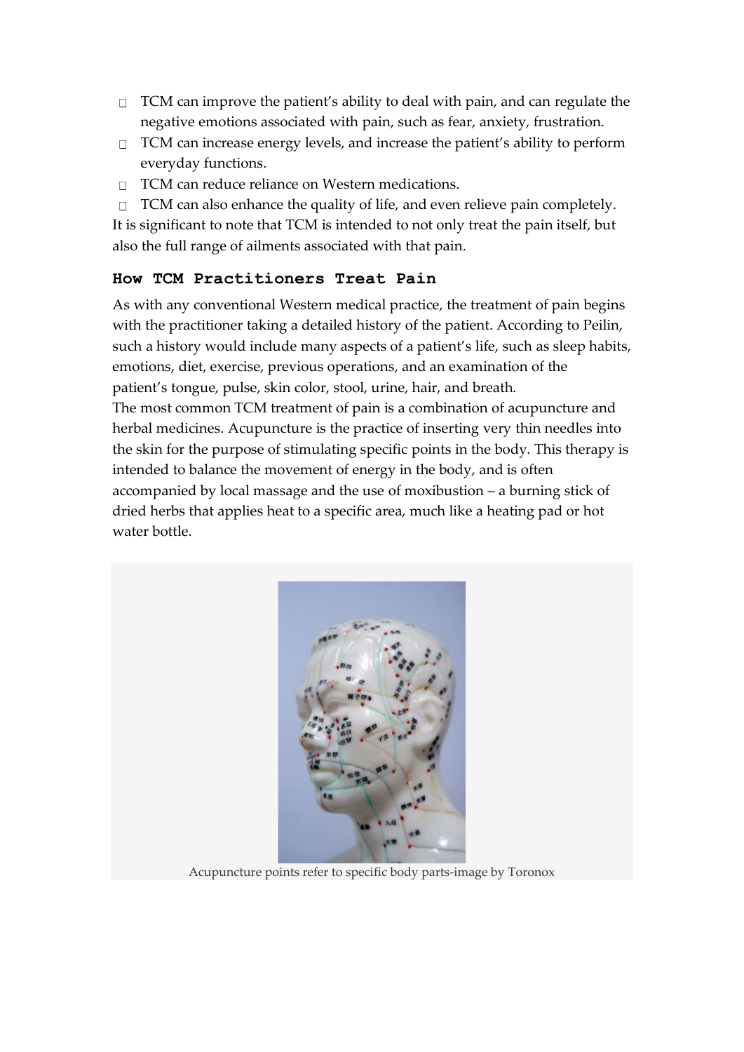- TCM can improve the patient's ability to deal with pain, and can regulate the negative emotions associated with pain, such as fear, anxiety, frustration.
- TCM can increase energy levels, and increase the patient's ability to perform everyday functions.
- TCM can reduce reliance on Western medications.
- TCM can also enhance the quality of life, and even relieve pain completely.

It is significant to note that TCM is intended to not only treat the pain itself, but also the full range of ailments associated with that pain.

## How TCM Practitioners Treat Pain

As with any conventional Western medical practice, the treatment of pain begins with the practitioner taking a detailed history of the patient. According to Peilin, such a history would include many aspects of a patient's life, such as sleep habits, emotions, diet, exercise, previous operations, and an examination of the patient's tongue, pulse, skin color, stool, urine, hair, and breath.

The most common TCM treatment of pain is a combination of acupuncture and herbal medicines. Acupuncture is the practice of inserting very thin needles into the skin for the purpose of stimulating specific points in the body. This therapy is intended to balance the movement of energy in the body, and is often accompanied by local massage and the use of moxibustion – a burning stick of dried herbs that applies heat to a specific area, much like a heating pad or hot water bottle.

Acupuncture points refer to specific body parts-image by Toronox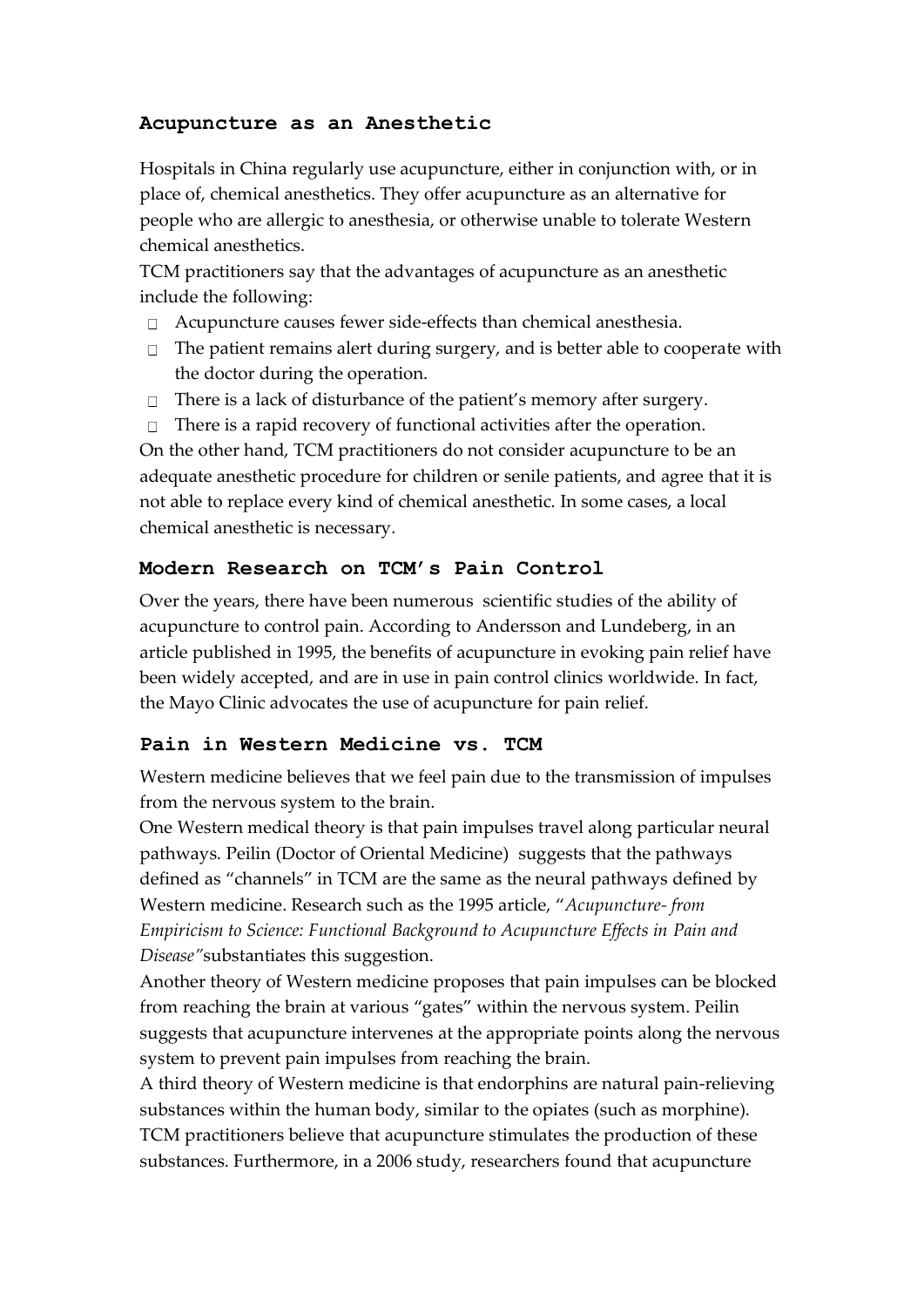## Acupuncture as an Anesthetic

Hospitals in China regularly use acupuncture, either in conjunction with, or in place of, chemical anesthetics. They offer acupuncture as an alternative for people who are allergic to anesthesia, or otherwise unable to tolerate Western chemical anesthetics.

TCM practitioners say that the advantages of acupuncture as an anesthetic include the following:

- Acupuncture causes fewer side-effects than chemical anesthesia.
- The patient remains alert during surgery, and is better able to cooperate with the doctor during the operation.
- There is a lack of disturbance of the patient's memory after surgery.
- There is a rapid recovery of functional activities after the operation.

On the other hand, TCM practitioners do not consider acupuncture to be an adequate anesthetic procedure for children or senile patients, and agree that it is not able to replace every kind of chemical anesthetic. In some cases, a local chemical anesthetic is necessary.

## Modern Research on TCM's Pain Control

Over the years, there have been numerous scientific studies of the ability of acupuncture to control pain. According to Andersson and Lundeberg, in an article published in 1995, the benefits of acupuncture in evoking pain relief have been widely accepted, and are in use in pain control clinics worldwide. In fact, the Mayo Clinic advocates the use of acupuncture for pain relief.

## Pain in Western Medicine vs. TCM

Western medicine believes that we feel pain due to the transmission of impulses from the nervous system to the brain.

One Western medical theory is that pain impulses travel along particular neural pathways. Peilin (Doctor of Oriental Medicine) suggests that the pathways defined as "channels" in TCM are the same as the neural pathways defined by Western medicine. Research such as the 1995 article, "*Acupuncture- from Empiricism to Science: Functional Background to Acupuncture Effects in Pain and Disease*" substantiates this suggestion.

Another theory of Western medicine proposes that pain impulses can be blocked from reaching the brain at various "gates" within the nervous system. Peilin suggests that acupuncture intervenes at the appropriate points along the nervous system to prevent pain impulses from reaching the brain.

A third theory of Western medicine is that endorphins are natural pain-relieving substances within the human body, similar to the opiates (such as morphine). TCM practitioners believe that acupuncture stimulates the production of these substances. Furthermore, in a 2006 study, researchers found that acupuncture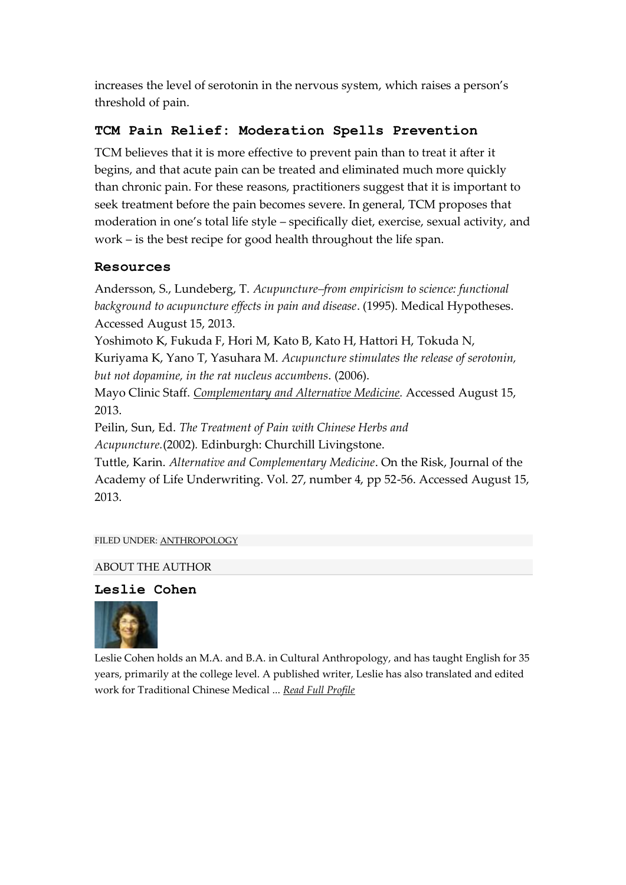increases the level of serotonin in the nervous system, which raises a person's threshold of pain.

## TCM Pain Relief: Moderation Spells Prevention

TCM believes that it is more effective to prevent pain than to treat it after it begins, and that acute pain can be treated and eliminated much more quickly than chronic pain. For these reasons, practitioners suggest that it is important to seek treatment before the pain becomes severe. In general, TCM proposes that moderation in one's total life style – specifically diet, exercise, sexual activity, and work – is the best recipe for good health throughout the life span.

## Resources

Andersson, S., Lundeberg, T. *Acupuncture–from empiricism to science: functional background to acupuncture effects in pain and disease*. (1995). Medical Hypotheses. Accessed August 15, 2013.
Yoshimoto K, Fukuda F, Hori M, Kato B, Kato H, Hattori H, Tokuda N, Kuriyama K, Yano T, Yasuhara M. *Acupuncture stimulates the release of serotonin, but not dopamine, in the rat nucleus accumbens*. (2006).
Mayo Clinic Staff. *Complementary and Alternative Medicine.* Accessed August 15, 2013.
Peilin, Sun, Ed. *The Treatment of Pain with Chinese Herbs and Acupuncture.*(2002). Edinburgh: Churchill Livingstone.
Tuttle, Karin. *Alternative and Complementary Medicine*. On the Risk, Journal of the Academy of Life Underwriting. Vol. 27, number 4, pp 52-56. Accessed August 15, 2013.

FILED UNDER: ANTHROPOLOGY

ABOUT THE AUTHOR

## Leslie Cohen

Leslie Cohen holds an M.A. and B.A. in Cultural Anthropology, and has taught English for 35 years, primarily at the college level. A published writer, Leslie has also translated and edited work for Traditional Chinese Medical ... *Read Full Profile*